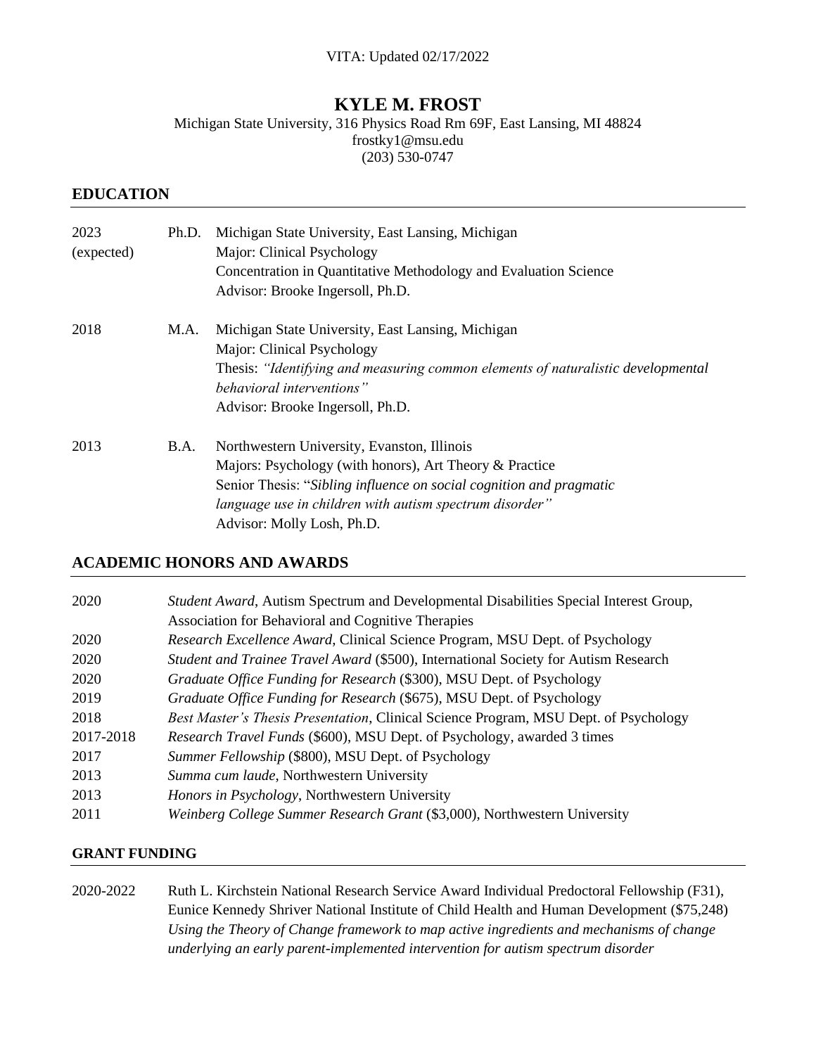VITA: Updated 02/17/2022

# KYLE M. FROST

Michigan State University, 316 Physics Road Rm 69F, East Lansing, MI 48824
frostky1@msu.edu
(203) 530-0747

## EDUCATION

| | | |
|---|---|---|
| 2023 (expected) | Ph.D. | Michigan State University, East Lansing, Michigan<br>Major: Clinical Psychology<br>Concentration in Quantitative Methodology and Evaluation Science<br>Advisor: Brooke Ingersoll, Ph.D. |
| 2018 | M.A. | Michigan State University, East Lansing, Michigan<br>Major: Clinical Psychology<br>Thesis: *"Identifying and measuring common elements of naturalistic developmental behavioral interventions"*<br>Advisor: Brooke Ingersoll, Ph.D. |
| 2013 | B.A. | Northwestern University, Evanston, Illinois<br>Majors: Psychology (with honors), Art Theory & Practice<br>Senior Thesis: "*Sibling influence on social cognition and pragmatic language use in children with autism spectrum disorder"*<br>Advisor: Molly Losh, Ph.D. |

## ACADEMIC HONORS AND AWARDS

| | |
|---|---|
| 2020 | *Student Award*, Autism Spectrum and Developmental Disabilities Special Interest Group, Association for Behavioral and Cognitive Therapies |
| 2020 | *Research Excellence Award*, Clinical Science Program, MSU Dept. of Psychology |
| 2020 | *Student and Trainee Travel Award* ($500), International Society for Autism Research |
| 2020 | *Graduate Office Funding for Research* ($300), MSU Dept. of Psychology |
| 2019 | *Graduate Office Funding for Research* ($675), MSU Dept. of Psychology |
| 2018 | *Best Master's Thesis Presentation*, Clinical Science Program, MSU Dept. of Psychology |
| 2017-2018 | *Research Travel Funds* ($600), MSU Dept. of Psychology, awarded 3 times |
| 2017 | *Summer Fellowship* ($800), MSU Dept. of Psychology |
| 2013 | *Summa cum laude*, Northwestern University |
| 2013 | *Honors in Psychology*, Northwestern University |
| 2011 | *Weinberg College Summer Research Grant* ($3,000), Northwestern University |

## GRANT FUNDING

| | |
|---|---|
| 2020-2022 | Ruth L. Kirchstein National Research Service Award Individual Predoctoral Fellowship (F31), Eunice Kennedy Shriver National Institute of Child Health and Human Development ($75,248)<br>*Using the Theory of Change framework to map active ingredients and mechanisms of change underlying an early parent-implemented intervention for autism spectrum disorder* |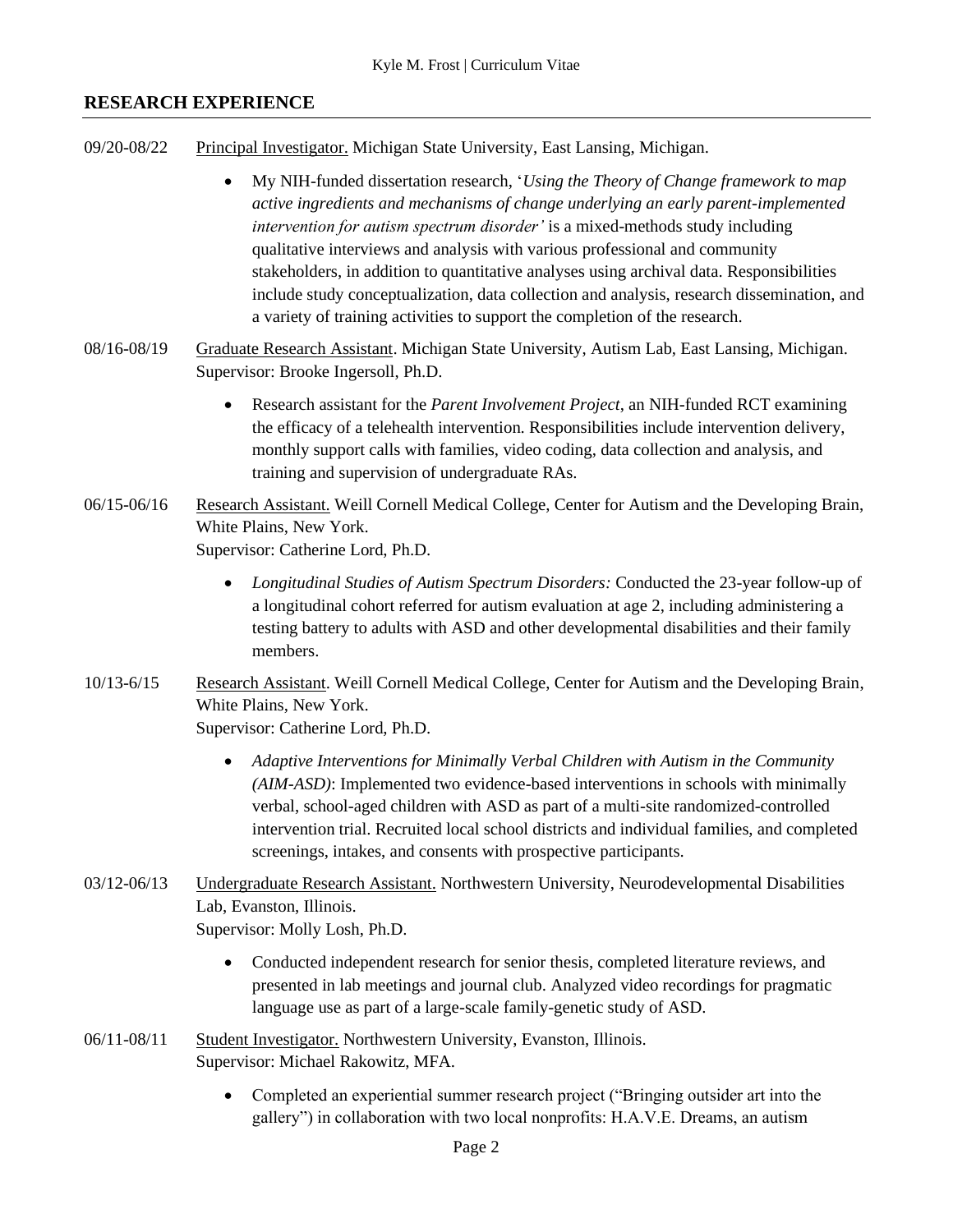## RESEARCH EXPERIENCE

09/20-08/22 Principal Investigator. Michigan State University, East Lansing, Michigan.

- My NIH-funded dissertation research, '*Using the Theory of Change framework to map active ingredients and mechanisms of change underlying an early parent-implemented intervention for autism spectrum disorder'* is a mixed-methods study including qualitative interviews and analysis with various professional and community stakeholders, in addition to quantitative analyses using archival data. Responsibilities include study conceptualization, data collection and analysis, research dissemination, and a variety of training activities to support the completion of the research.

08/16-08/19 Graduate Research Assistant. Michigan State University, Autism Lab, East Lansing, Michigan. Supervisor: Brooke Ingersoll, Ph.D.

- Research assistant for the *Parent Involvement Project*, an NIH-funded RCT examining the efficacy of a telehealth intervention. Responsibilities include intervention delivery, monthly support calls with families, video coding, data collection and analysis, and training and supervision of undergraduate RAs.

06/15-06/16 Research Assistant. Weill Cornell Medical College, Center for Autism and the Developing Brain, White Plains, New York.
Supervisor: Catherine Lord, Ph.D.

- *Longitudinal Studies of Autism Spectrum Disorders:* Conducted the 23-year follow-up of a longitudinal cohort referred for autism evaluation at age 2, including administering a testing battery to adults with ASD and other developmental disabilities and their family members.

10/13-6/15 Research Assistant. Weill Cornell Medical College, Center for Autism and the Developing Brain, White Plains, New York.
Supervisor: Catherine Lord, Ph.D.

- *Adaptive Interventions for Minimally Verbal Children with Autism in the Community (AIM-ASD)*: Implemented two evidence-based interventions in schools with minimally verbal, school-aged children with ASD as part of a multi-site randomized-controlled intervention trial. Recruited local school districts and individual families, and completed screenings, intakes, and consents with prospective participants.

03/12-06/13 Undergraduate Research Assistant. Northwestern University, Neurodevelopmental Disabilities Lab, Evanston, Illinois.
Supervisor: Molly Losh, Ph.D.

- Conducted independent research for senior thesis, completed literature reviews, and presented in lab meetings and journal club. Analyzed video recordings for pragmatic language use as part of a large-scale family-genetic study of ASD.

06/11-08/11 Student Investigator. Northwestern University, Evanston, Illinois.
Supervisor: Michael Rakowitz, MFA.

- Completed an experiential summer research project ("Bringing outsider art into the gallery") in collaboration with two local nonprofits: H.A.V.E. Dreams, an autism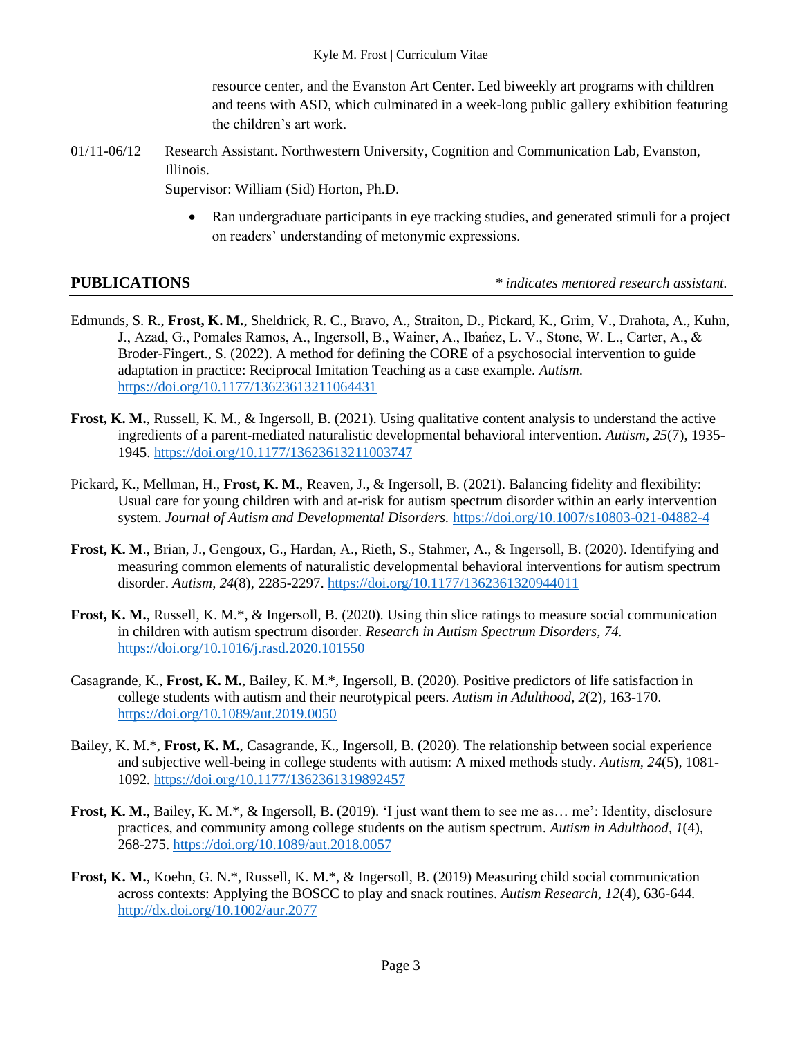resource center, and the Evanston Art Center. Led biweekly art programs with children and teens with ASD, which culminated in a week-long public gallery exhibition featuring the children's art work.

01/11-06/12 Research Assistant. Northwestern University, Cognition and Communication Lab, Evanston, Illinois.
Supervisor: William (Sid) Horton, Ph.D.

- Ran undergraduate participants in eye tracking studies, and generated stimuli for a project on readers' understanding of metonymic expressions.

## PUBLICATIONS

*\* indicates mentored research assistant.*

Edmunds, S. R., **Frost, K. M.**, Sheldrick, R. C., Bravo, A., Straiton, D., Pickard, K., Grim, V., Drahota, A., Kuhn, J., Azad, G., Pomales Ramos, A., Ingersoll, B., Wainer, A., Ibańez, L. V., Stone, W. L., Carter, A., & Broder-Fingert., S. (2022). A method for defining the CORE of a psychosocial intervention to guide adaptation in practice: Reciprocal Imitation Teaching as a case example. *Autism.* https://doi.org/10.1177/13623613211064431

**Frost, K. M.**, Russell, K. M., & Ingersoll, B. (2021). Using qualitative content analysis to understand the active ingredients of a parent-mediated naturalistic developmental behavioral intervention. *Autism, 25*(7), 1935-1945. https://doi.org/10.1177/13623613211003747

Pickard, K., Mellman, H., **Frost, K. M.**, Reaven, J., & Ingersoll, B. (2021). Balancing fidelity and flexibility: Usual care for young children with and at-risk for autism spectrum disorder within an early intervention system. *Journal of Autism and Developmental Disorders.* https://doi.org/10.1007/s10803-021-04882-4

**Frost, K. M**., Brian, J., Gengoux, G., Hardan, A., Rieth, S., Stahmer, A., & Ingersoll, B. (2020). Identifying and measuring common elements of naturalistic developmental behavioral interventions for autism spectrum disorder. *Autism, 24*(8), 2285-2297. https://doi.org/10.1177/1362361320944011

**Frost, K. M.**, Russell, K. M.\*, & Ingersoll, B. (2020). Using thin slice ratings to measure social communication in children with autism spectrum disorder. *Research in Autism Spectrum Disorders, 74.* https://doi.org/10.1016/j.rasd.2020.101550

Casagrande, K., **Frost, K. M.**, Bailey, K. M.\*, Ingersoll, B. (2020). Positive predictors of life satisfaction in college students with autism and their neurotypical peers. *Autism in Adulthood, 2*(2), 163-170. https://doi.org/10.1089/aut.2019.0050

Bailey, K. M.\*, **Frost, K. M.**, Casagrande, K., Ingersoll, B. (2020). The relationship between social experience and subjective well-being in college students with autism: A mixed methods study. *Autism, 24*(5), 1081-1092. https://doi.org/10.1177/1362361319892457

**Frost, K. M.**, Bailey, K. M.\*, & Ingersoll, B. (2019). 'I just want them to see me as… me': Identity, disclosure practices, and community among college students on the autism spectrum. *Autism in Adulthood, 1*(4), 268-275. https://doi.org/10.1089/aut.2018.0057

**Frost, K. M.**, Koehn, G. N.\*, Russell, K. M.\*, & Ingersoll, B. (2019) Measuring child social communication across contexts: Applying the BOSCC to play and snack routines. *Autism Research, 12*(4), 636-644. http://dx.doi.org/10.1002/aur.2077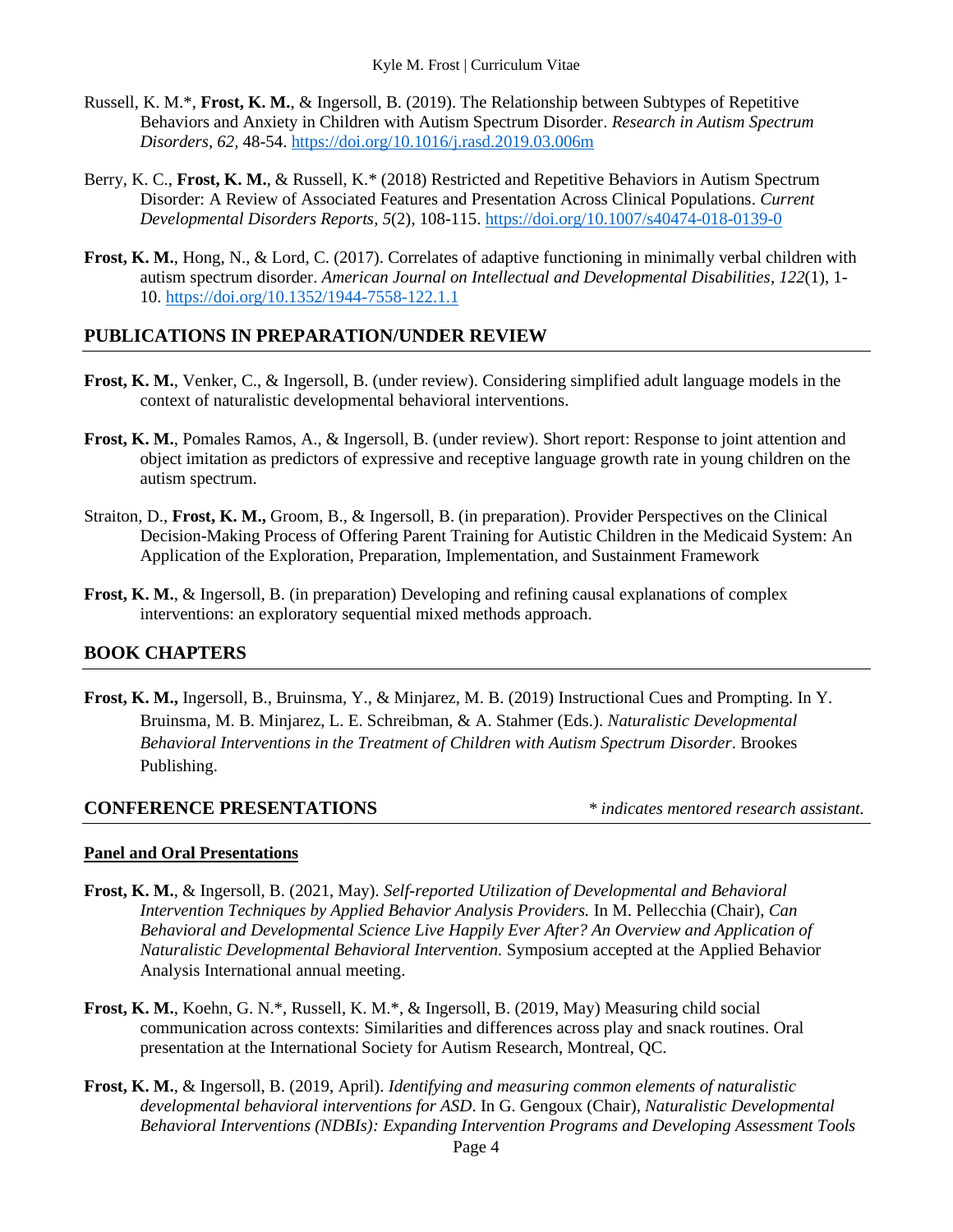Russell, K. M.*, **Frost, K. M.**, & Ingersoll, B. (2019). The Relationship between Subtypes of Repetitive Behaviors and Anxiety in Children with Autism Spectrum Disorder. *Research in Autism Spectrum Disorders*, *62,* 48-54. https://doi.org/10.1016/j.rasd.2019.03.006m

Berry, K. C., **Frost, K. M.**, & Russell, K.* (2018) Restricted and Repetitive Behaviors in Autism Spectrum Disorder: A Review of Associated Features and Presentation Across Clinical Populations. *Current Developmental Disorders Reports*, *5*(2), 108-115. https://doi.org/10.1007/s40474-018-0139-0

**Frost, K. M.**, Hong, N., & Lord, C. (2017). Correlates of adaptive functioning in minimally verbal children with autism spectrum disorder. *American Journal on Intellectual and Developmental Disabilities*, *122*(1), 1-10. https://doi.org/10.1352/1944-7558-122.1.1

## PUBLICATIONS IN PREPARATION/UNDER REVIEW

**Frost, K. M.**, Venker, C., & Ingersoll, B. (under review). Considering simplified adult language models in the context of naturalistic developmental behavioral interventions.

**Frost, K. M.**, Pomales Ramos, A., & Ingersoll, B. (under review). Short report: Response to joint attention and object imitation as predictors of expressive and receptive language growth rate in young children on the autism spectrum.

Straiton, D., **Frost, K. M.,** Groom, B., & Ingersoll, B. (in preparation). Provider Perspectives on the Clinical Decision-Making Process of Offering Parent Training for Autistic Children in the Medicaid System: An Application of the Exploration, Preparation, Implementation, and Sustainment Framework

**Frost, K. M.**, & Ingersoll, B. (in preparation) Developing and refining causal explanations of complex interventions: an exploratory sequential mixed methods approach.

## BOOK CHAPTERS

**Frost, K. M.,** Ingersoll, B., Bruinsma, Y., & Minjarez, M. B. (2019) Instructional Cues and Prompting. In Y. Bruinsma, M. B. Minjarez, L. E. Schreibman, & A. Stahmer (Eds.). *Naturalistic Developmental Behavioral Interventions in the Treatment of Children with Autism Spectrum Disorder*. Brookes Publishing.

## CONFERENCE PRESENTATIONS

*\* indicates mentored research assistant.*

**Panel and Oral Presentations**

**Frost, K. M.**, & Ingersoll, B. (2021, May). *Self-reported Utilization of Developmental and Behavioral Intervention Techniques by Applied Behavior Analysis Providers.* In M. Pellecchia (Chair), *Can Behavioral and Developmental Science Live Happily Ever After? An Overview and Application of Naturalistic Developmental Behavioral Intervention.* Symposium accepted at the Applied Behavior Analysis International annual meeting.

**Frost, K. M.**, Koehn, G. N.*, Russell, K. M.*, & Ingersoll, B. (2019, May) Measuring child social communication across contexts: Similarities and differences across play and snack routines. Oral presentation at the International Society for Autism Research, Montreal, QC.

**Frost, K. M.**, & Ingersoll, B. (2019, April). *Identifying and measuring common elements of naturalistic developmental behavioral interventions for ASD*. In G. Gengoux (Chair), *Naturalistic Developmental Behavioral Interventions (NDBIs): Expanding Intervention Programs and Developing Assessment Tools*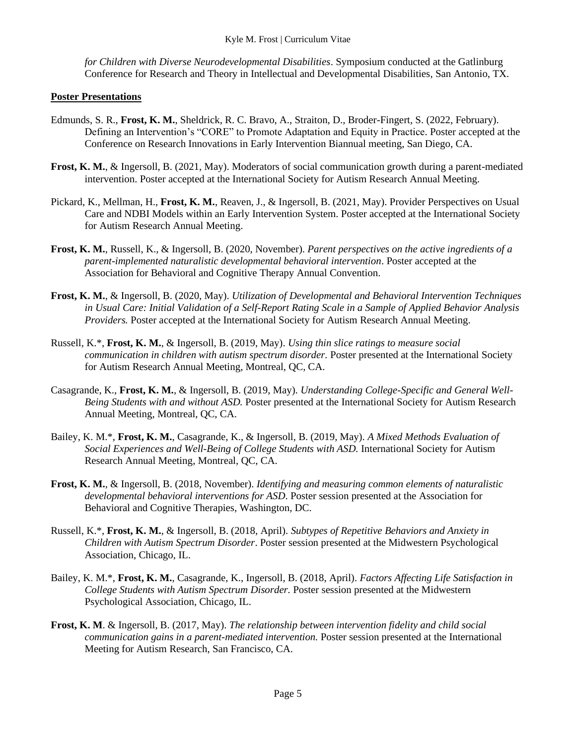*for Children with Diverse Neurodevelopmental Disabilities*. Symposium conducted at the Gatlinburg Conference for Research and Theory in Intellectual and Developmental Disabilities, San Antonio, TX.

## Poster Presentations

Edmunds, S. R., **Frost, K. M.**, Sheldrick, R. C. Bravo, A., Straiton, D., Broder-Fingert, S. (2022, February). Defining an Intervention's "CORE" to Promote Adaptation and Equity in Practice. Poster accepted at the Conference on Research Innovations in Early Intervention Biannual meeting, San Diego, CA.

**Frost, K. M.**, & Ingersoll, B. (2021, May). Moderators of social communication growth during a parent-mediated intervention. Poster accepted at the International Society for Autism Research Annual Meeting.

Pickard, K., Mellman, H., **Frost, K. M.**, Reaven, J., & Ingersoll, B. (2021, May). Provider Perspectives on Usual Care and NDBI Models within an Early Intervention System. Poster accepted at the International Society for Autism Research Annual Meeting.

**Frost, K. M.**, Russell, K., & Ingersoll, B. (2020, November). *Parent perspectives on the active ingredients of a parent-implemented naturalistic developmental behavioral intervention*. Poster accepted at the Association for Behavioral and Cognitive Therapy Annual Convention.

**Frost, K. M.**, & Ingersoll, B. (2020, May). *Utilization of Developmental and Behavioral Intervention Techniques in Usual Care: Initial Validation of a Self-Report Rating Scale in a Sample of Applied Behavior Analysis Providers.* Poster accepted at the International Society for Autism Research Annual Meeting.

Russell, K.*, **Frost, K. M.**, & Ingersoll, B. (2019, May). *Using thin slice ratings to measure social communication in children with autism spectrum disorder.* Poster presented at the International Society for Autism Research Annual Meeting, Montreal, QC, CA.

Casagrande, K., **Frost, K. M.**, & Ingersoll, B. (2019, May). *Understanding College-Specific and General Well-Being Students with and without ASD.* Poster presented at the International Society for Autism Research Annual Meeting, Montreal, QC, CA.

Bailey, K. M.*, **Frost, K. M.**, Casagrande, K., & Ingersoll, B. (2019, May). *A Mixed Methods Evaluation of Social Experiences and Well-Being of College Students with ASD.* International Society for Autism Research Annual Meeting, Montreal, QC, CA.

**Frost, K. M.**, & Ingersoll, B. (2018, November). *Identifying and measuring common elements of naturalistic developmental behavioral interventions for ASD*. Poster session presented at the Association for Behavioral and Cognitive Therapies, Washington, DC.

Russell, K.*, **Frost, K. M.**, & Ingersoll, B. (2018, April). *Subtypes of Repetitive Behaviors and Anxiety in Children with Autism Spectrum Disorder*. Poster session presented at the Midwestern Psychological Association, Chicago, IL.

Bailey, K. M.*, **Frost, K. M.**, Casagrande, K., Ingersoll, B. (2018, April). *Factors Affecting Life Satisfaction in College Students with Autism Spectrum Disorder.* Poster session presented at the Midwestern Psychological Association, Chicago, IL.

**Frost, K. M**. & Ingersoll, B. (2017, May). *The relationship between intervention fidelity and child social communication gains in a parent-mediated intervention.* Poster session presented at the International Meeting for Autism Research, San Francisco, CA.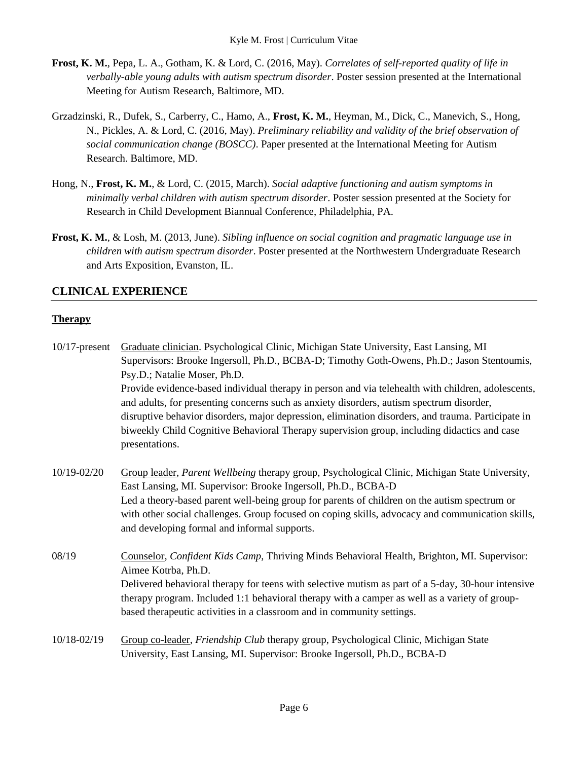**Frost, K. M.**, Pepa, L. A., Gotham, K. & Lord, C. (2016, May). *Correlates of self-reported quality of life in verbally-able young adults with autism spectrum disorder*. Poster session presented at the International Meeting for Autism Research, Baltimore, MD.

Grzadzinski, R., Dufek, S., Carberry, C., Hamo, A., **Frost, K. M.**, Heyman, M., Dick, C., Manevich, S., Hong, N., Pickles, A. & Lord, C. (2016, May). *Preliminary reliability and validity of the brief observation of social communication change (BOSCC)*. Paper presented at the International Meeting for Autism Research. Baltimore, MD.

Hong, N., **Frost, K. M.**, & Lord, C. (2015, March). *Social adaptive functioning and autism symptoms in minimally verbal children with autism spectrum disorder*. Poster session presented at the Society for Research in Child Development Biannual Conference, Philadelphia, PA.

**Frost, K. M.**, & Losh, M. (2013, June). *Sibling influence on social cognition and pragmatic language use in children with autism spectrum disorder*. Poster presented at the Northwestern Undergraduate Research and Arts Exposition, Evanston, IL.

## CLINICAL EXPERIENCE

### Therapy

10/17-present — Graduate clinician. Psychological Clinic, Michigan State University, East Lansing, MI
Supervisors: Brooke Ingersoll, Ph.D., BCBA-D; Timothy Goth-Owens, Ph.D.; Jason Stentoumis, Psy.D.; Natalie Moser, Ph.D.
Provide evidence-based individual therapy in person and via telehealth with children, adolescents, and adults, for presenting concerns such as anxiety disorders, autism spectrum disorder, disruptive behavior disorders, major depression, elimination disorders, and trauma. Participate in biweekly Child Cognitive Behavioral Therapy supervision group, including didactics and case presentations.

10/19-02/20 — Group leader, *Parent Wellbeing* therapy group, Psychological Clinic, Michigan State University, East Lansing, MI. Supervisor: Brooke Ingersoll, Ph.D., BCBA-D
Led a theory-based parent well-being group for parents of children on the autism spectrum or with other social challenges. Group focused on coping skills, advocacy and communication skills, and developing formal and informal supports.

08/19 — Counselor, *Confident Kids Camp*, Thriving Minds Behavioral Health, Brighton, MI. Supervisor: Aimee Kotrba, Ph.D.
Delivered behavioral therapy for teens with selective mutism as part of a 5-day, 30-hour intensive therapy program. Included 1:1 behavioral therapy with a camper as well as a variety of group-based therapeutic activities in a classroom and in community settings.

10/18-02/19 — Group co-leader, *Friendship Club* therapy group, Psychological Clinic, Michigan State University, East Lansing, MI. Supervisor: Brooke Ingersoll, Ph.D., BCBA-D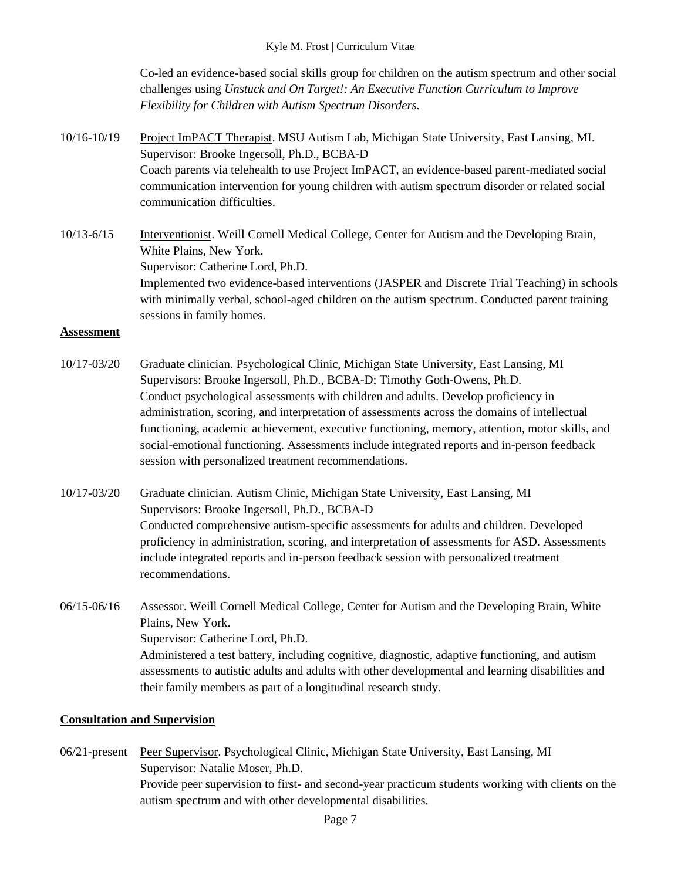Co-led an evidence-based social skills group for children on the autism spectrum and other social challenges using *Unstuck and On Target!: An Executive Function Curriculum to Improve Flexibility for Children with Autism Spectrum Disorders.*

10/16-10/19 Project ImPACT Therapist. MSU Autism Lab, Michigan State University, East Lansing, MI.
Supervisor: Brooke Ingersoll, Ph.D., BCBA-D
Coach parents via telehealth to use Project ImPACT, an evidence-based parent-mediated social communication intervention for young children with autism spectrum disorder or related social communication difficulties.

10/13-6/15 Interventionist. Weill Cornell Medical College, Center for Autism and the Developing Brain, White Plains, New York.
Supervisor: Catherine Lord, Ph.D.
Implemented two evidence-based interventions (JASPER and Discrete Trial Teaching) in schools with minimally verbal, school-aged children on the autism spectrum. Conducted parent training sessions in family homes.

**Assessment**

10/17-03/20 Graduate clinician. Psychological Clinic, Michigan State University, East Lansing, MI
Supervisors: Brooke Ingersoll, Ph.D., BCBA-D; Timothy Goth-Owens, Ph.D.
Conduct psychological assessments with children and adults. Develop proficiency in administration, scoring, and interpretation of assessments across the domains of intellectual functioning, academic achievement, executive functioning, memory, attention, motor skills, and social-emotional functioning. Assessments include integrated reports and in-person feedback session with personalized treatment recommendations.

10/17-03/20 Graduate clinician. Autism Clinic, Michigan State University, East Lansing, MI
Supervisors: Brooke Ingersoll, Ph.D., BCBA-D
Conducted comprehensive autism-specific assessments for adults and children. Developed proficiency in administration, scoring, and interpretation of assessments for ASD. Assessments include integrated reports and in-person feedback session with personalized treatment recommendations.

06/15-06/16 Assessor. Weill Cornell Medical College, Center for Autism and the Developing Brain, White Plains, New York.
Supervisor: Catherine Lord, Ph.D.
Administered a test battery, including cognitive, diagnostic, adaptive functioning, and autism assessments to autistic adults and adults with other developmental and learning disabilities and their family members as part of a longitudinal research study.

**Consultation and Supervision**

06/21-present Peer Supervisor. Psychological Clinic, Michigan State University, East Lansing, MI
Supervisor: Natalie Moser, Ph.D.
Provide peer supervision to first- and second-year practicum students working with clients on the autism spectrum and with other developmental disabilities.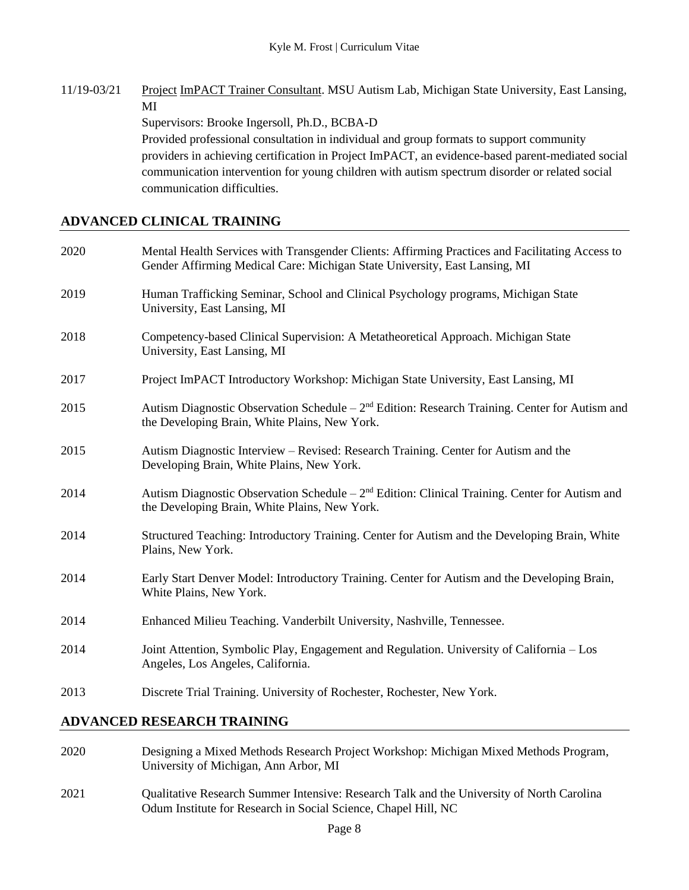11/19-03/21 Project ImPACT Trainer Consultant. MSU Autism Lab, Michigan State University, East Lansing, MI
Supervisors: Brooke Ingersoll, Ph.D., BCBA-D
Provided professional consultation in individual and group formats to support community providers in achieving certification in Project ImPACT, an evidence-based parent-mediated social communication intervention for young children with autism spectrum disorder or related social communication difficulties.

## ADVANCED CLINICAL TRAINING

2020 Mental Health Services with Transgender Clients: Affirming Practices and Facilitating Access to Gender Affirming Medical Care: Michigan State University, East Lansing, MI

2019 Human Trafficking Seminar, School and Clinical Psychology programs, Michigan State University, East Lansing, MI

2018 Competency-based Clinical Supervision: A Metatheoretical Approach. Michigan State University, East Lansing, MI

2017 Project ImPACT Introductory Workshop: Michigan State University, East Lansing, MI

2015 Autism Diagnostic Observation Schedule – 2nd Edition: Research Training. Center for Autism and the Developing Brain, White Plains, New York.

2015 Autism Diagnostic Interview – Revised: Research Training. Center for Autism and the Developing Brain, White Plains, New York.

2014 Autism Diagnostic Observation Schedule – 2nd Edition: Clinical Training. Center for Autism and the Developing Brain, White Plains, New York.

2014 Structured Teaching: Introductory Training. Center for Autism and the Developing Brain, White Plains, New York.

2014 Early Start Denver Model: Introductory Training. Center for Autism and the Developing Brain, White Plains, New York.

2014 Enhanced Milieu Teaching. Vanderbilt University, Nashville, Tennessee.

2014 Joint Attention, Symbolic Play, Engagement and Regulation. University of California – Los Angeles, Los Angeles, California.

2013 Discrete Trial Training. University of Rochester, Rochester, New York.

## ADVANCED RESEARCH TRAINING

2020 Designing a Mixed Methods Research Project Workshop: Michigan Mixed Methods Program, University of Michigan, Ann Arbor, MI

2021 Qualitative Research Summer Intensive: Research Talk and the University of North Carolina Odum Institute for Research in Social Science, Chapel Hill, NC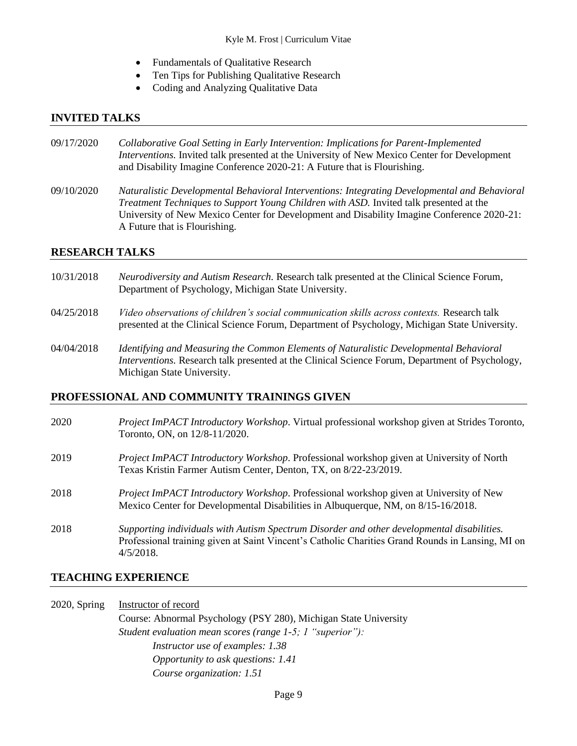- Fundamentals of Qualitative Research
- Ten Tips for Publishing Qualitative Research
- Coding and Analyzing Qualitative Data

## INVITED TALKS

09/17/2020 *Collaborative Goal Setting in Early Intervention: Implications for Parent-Implemented Interventions.* Invited talk presented at the University of New Mexico Center for Development and Disability Imagine Conference 2020-21: A Future that is Flourishing.

09/10/2020 *Naturalistic Developmental Behavioral Interventions: Integrating Developmental and Behavioral Treatment Techniques to Support Young Children with ASD.* Invited talk presented at the University of New Mexico Center for Development and Disability Imagine Conference 2020-21: A Future that is Flourishing.

## RESEARCH TALKS

10/31/2018 *Neurodiversity and Autism Research.* Research talk presented at the Clinical Science Forum, Department of Psychology, Michigan State University.

04/25/2018 *Video observations of children's social communication skills across contexts.* Research talk presented at the Clinical Science Forum, Department of Psychology, Michigan State University.

04/04/2018 *Identifying and Measuring the Common Elements of Naturalistic Developmental Behavioral Interventions.* Research talk presented at the Clinical Science Forum, Department of Psychology, Michigan State University.

## PROFESSIONAL AND COMMUNITY TRAININGS GIVEN

2020 *Project ImPACT Introductory Workshop*. Virtual professional workshop given at Strides Toronto, Toronto, ON, on 12/8-11/2020.

2019 *Project ImPACT Introductory Workshop*. Professional workshop given at University of North Texas Kristin Farmer Autism Center, Denton, TX, on 8/22-23/2019.

2018 *Project ImPACT Introductory Workshop*. Professional workshop given at University of New Mexico Center for Developmental Disabilities in Albuquerque, NM, on 8/15-16/2018.

2018 *Supporting individuals with Autism Spectrum Disorder and other developmental disabilities.* Professional training given at Saint Vincent's Catholic Charities Grand Rounds in Lansing, MI on 4/5/2018.

## TEACHING EXPERIENCE

2020, Spring Instructor of record
Course: Abnormal Psychology (PSY 280), Michigan State University
*Student evaluation mean scores (range 1-5; 1 "superior"):*
*Instructor use of examples: 1.38*
*Opportunity to ask questions: 1.41*
*Course organization: 1.51*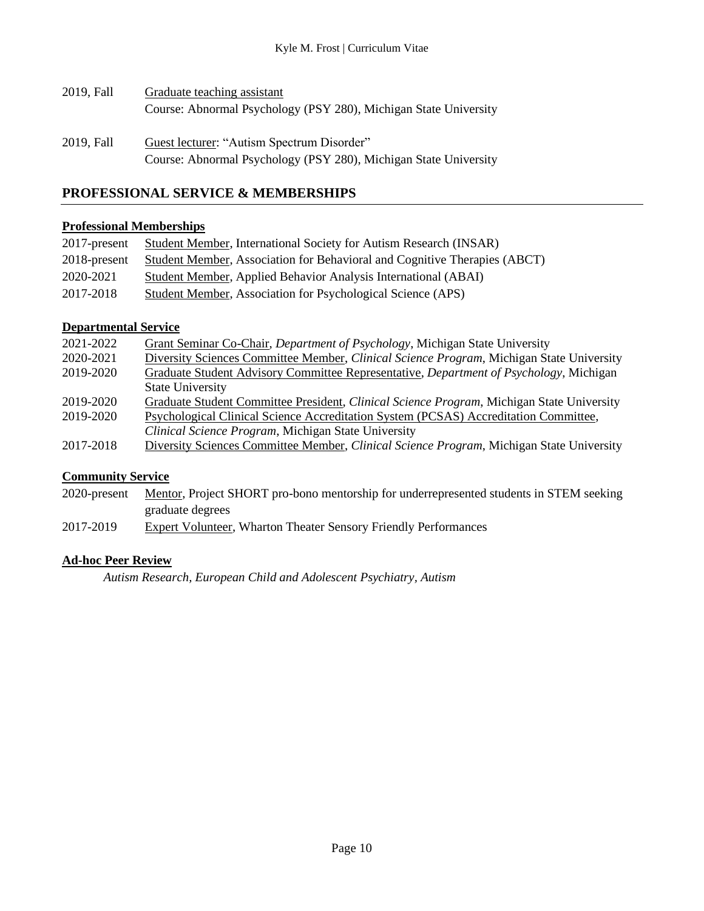2019, Fall Graduate teaching assistant
Course: Abnormal Psychology (PSY 280), Michigan State University

2019, Fall Guest lecturer: "Autism Spectrum Disorder"
Course: Abnormal Psychology (PSY 280), Michigan State University

## PROFESSIONAL SERVICE & MEMBERSHIPS

### Professional Memberships

2017-present Student Member, International Society for Autism Research (INSAR)
2018-present Student Member, Association for Behavioral and Cognitive Therapies (ABCT)
2020-2021 Student Member, Applied Behavior Analysis International (ABAI)
2017-2018 Student Member, Association for Psychological Science (APS)

### Departmental Service

2021-2022 Grant Seminar Co-Chair, *Department of Psychology*, Michigan State University
2020-2021 Diversity Sciences Committee Member, *Clinical Science Program*, Michigan State University
2019-2020 Graduate Student Advisory Committee Representative, *Department of Psychology*, Michigan State University
2019-2020 Graduate Student Committee President, *Clinical Science Program*, Michigan State University
2019-2020 Psychological Clinical Science Accreditation System (PCSAS) Accreditation Committee, *Clinical Science Program*, Michigan State University
2017-2018 Diversity Sciences Committee Member, *Clinical Science Program*, Michigan State University

### Community Service

2020-present Mentor, Project SHORT pro-bono mentorship for underrepresented students in STEM seeking graduate degrees
2017-2019 Expert Volunteer, Wharton Theater Sensory Friendly Performances

### Ad-hoc Peer Review

*Autism Research, European Child and Adolescent Psychiatry, Autism*